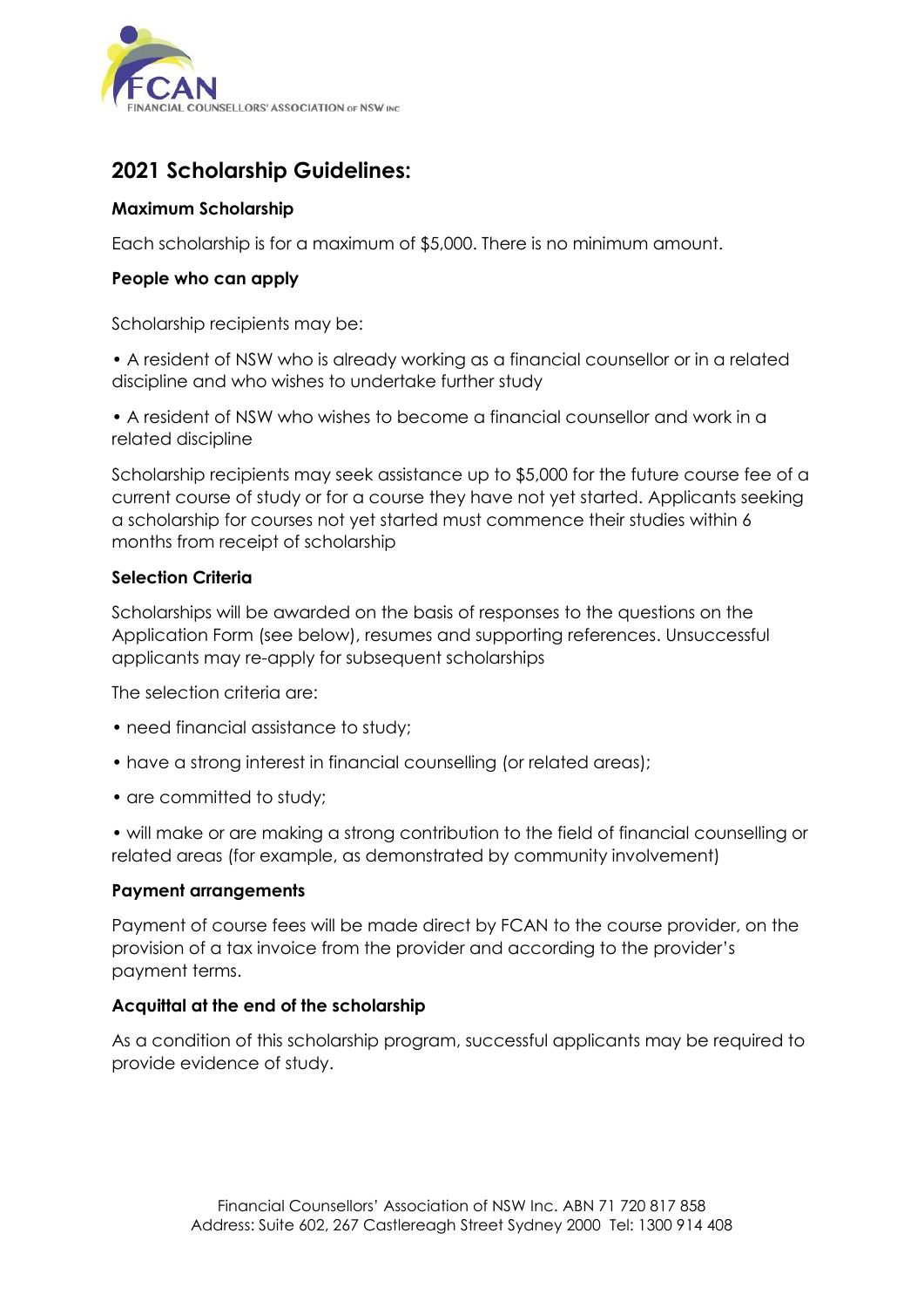FCAN
FINANCIAL COUNSELLORS' ASSOCIATION OF NSW INC

## 2021 Scholarship Guidelines:

**Maximum Scholarship**

Each scholarship is for a maximum of $5,000. There is no minimum amount.

**People who can apply**

Scholarship recipients may be:

• A resident of NSW who is already working as a financial counsellor or in a related discipline and who wishes to undertake further study

• A resident of NSW who wishes to become a financial counsellor and work in a related discipline

Scholarship recipients may seek assistance up to $5,000 for the future course fee of a current course of study or for a course they have not yet started. Applicants seeking a scholarship for courses not yet started must commence their studies within 6 months from receipt of scholarship

**Selection Criteria**

Scholarships will be awarded on the basis of responses to the questions on the Application Form (see below), resumes and supporting references. Unsuccessful applicants may re-apply for subsequent scholarships

The selection criteria are:

• need financial assistance to study;

• have a strong interest in financial counselling (or related areas);

• are committed to study;

• will make or are making a strong contribution to the field of financial counselling or related areas (for example, as demonstrated by community involvement)

**Payment arrangements**

Payment of course fees will be made direct by FCAN to the course provider, on the provision of a tax invoice from the provider and according to the provider's payment terms.

**Acquittal at the end of the scholarship**

As a condition of this scholarship program, successful applicants may be required to provide evidence of study.

Financial Counsellors' Association of NSW Inc. ABN 71 720 817 858
Address: Suite 602, 267 Castlereagh Street Sydney 2000 Tel: 1300 914 408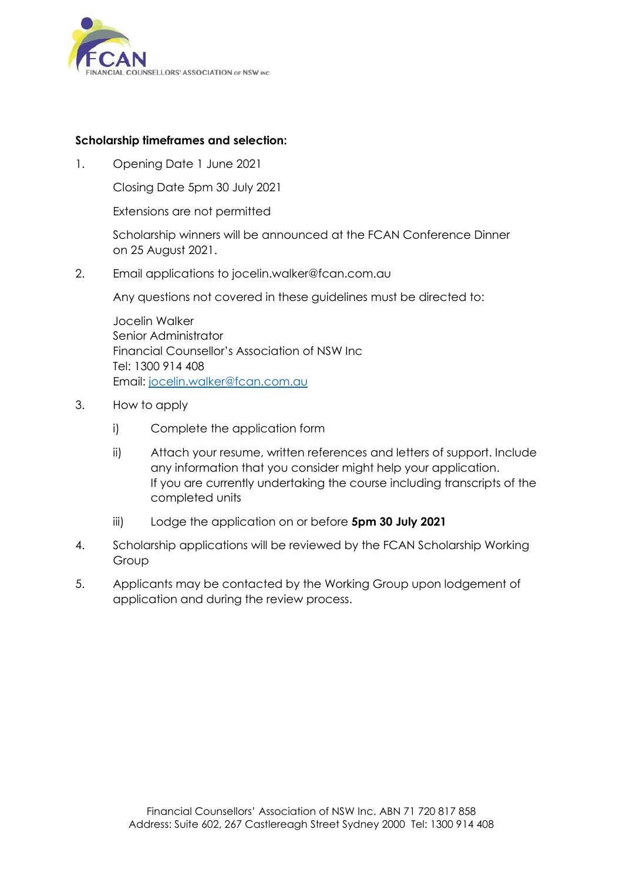**Scholarship timeframes and selection:**

1. Opening Date 1 June 2021

   Closing Date 5pm 30 July 2021

   Extensions are not permitted

   Scholarship winners will be announced at the FCAN Conference Dinner on 25 August 2021.

2. Email applications to jocelin.walker@fcan.com.au

   Any questions not covered in these guidelines must be directed to:

   Jocelin Walker
   Senior Administrator
   Financial Counsellor's Association of NSW Inc
   Tel: 1300 914 408
   Email: jocelin.walker@fcan.com.au

3. How to apply

   i) Complete the application form

   ii) Attach your resume, written references and letters of support. Include any information that you consider might help your application. If you are currently undertaking the course including transcripts of the completed units

   iii) Lodge the application on or before **5pm 30 July 2021**

4. Scholarship applications will be reviewed by the FCAN Scholarship Working Group

5. Applicants may be contacted by the Working Group upon lodgement of application and during the review process.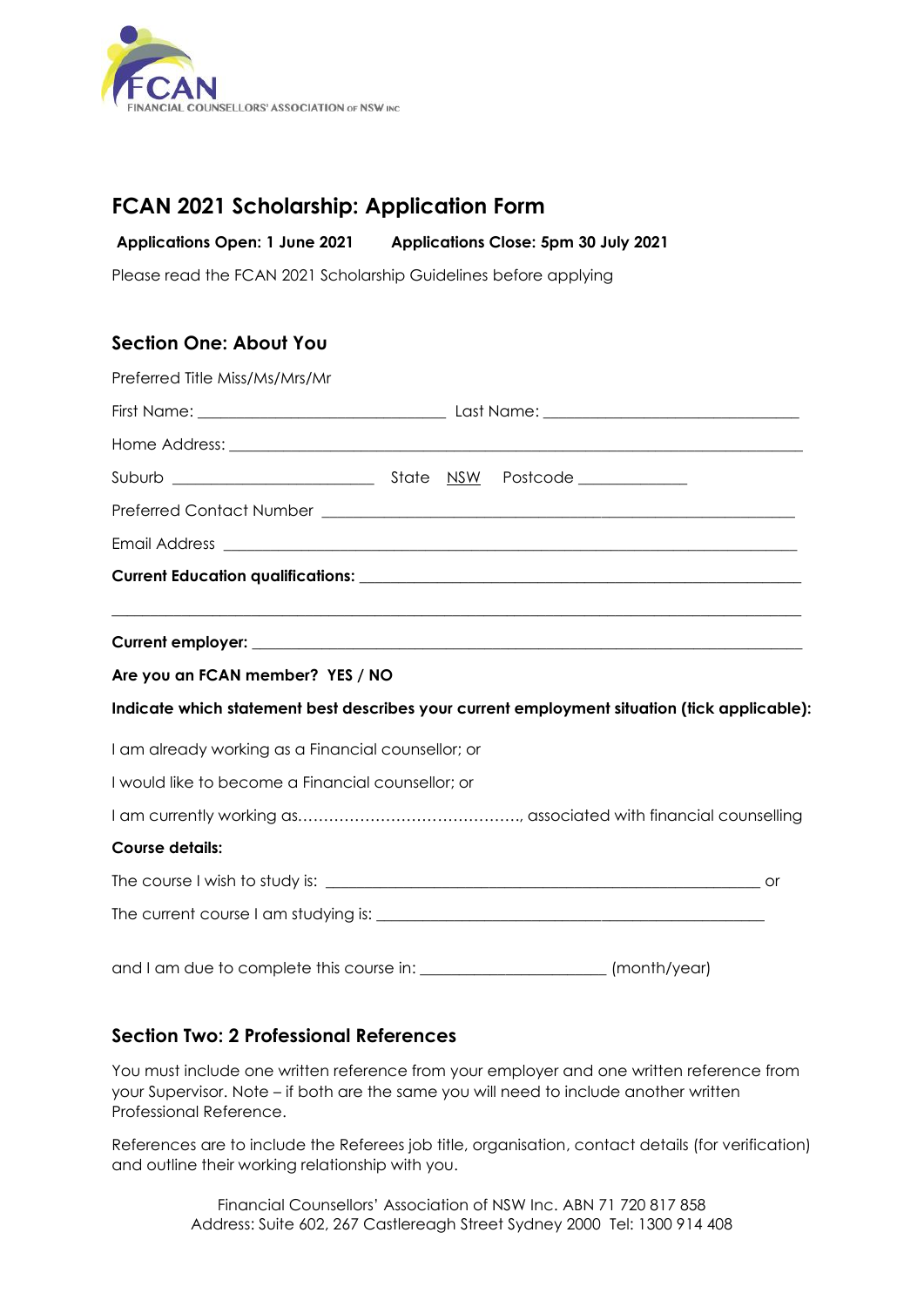# FCAN 2021 Scholarship: Application Form

**Applications Open: 1 June 2021** **Applications Close: 5pm 30 July 2021**

Please read the FCAN 2021 Scholarship Guidelines before applying

## Section One: About You

Preferred Title Miss/Ms/Mrs/Mr

First Name: ______________________________ Last Name: ______________________________

Home Address: ____________________________________________________________________

Suburb ________________________ State NSW Postcode _____________

Preferred Contact Number ________________________________________________________

Email Address ____________________________________________________________________

**Current Education qualifications:** _____________________________________________________

___________________________________________________________________________________

**Current employer:** _____________________________________________________________________

**Are you an FCAN member? YES / NO**

**Indicate which statement best describes your current employment situation (tick applicable):**

I am already working as a Financial counsellor; or

I would like to become a Financial counsellor; or

I am currently working as…………………………………….., associated with financial counselling

**Course details:**

The course I wish to study is: ___________________________________________________ or

The current course I am studying is: _______________________________________________

and I am due to complete this course in: ______________________ (month/year)

## Section Two: 2 Professional References

You must include one written reference from your employer and one written reference from your Supervisor. Note – if both are the same you will need to include another written Professional Reference.

References are to include the Referees job title, organisation, contact details (for verification) and outline their working relationship with you.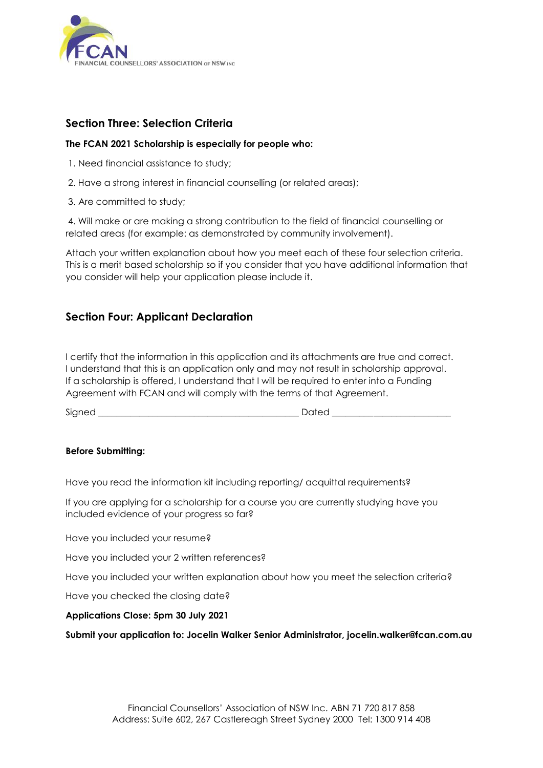FCAN FINANCIAL COUNSELLORS' ASSOCIATION OF NSW INC

## Section Three: Selection Criteria

**The FCAN 2021 Scholarship is especially for people who:**

1. Need financial assistance to study;
2. Have a strong interest in financial counselling (or related areas);
3. Are committed to study;
4. Will make or are making a strong contribution to the field of financial counselling or related areas (for example: as demonstrated by community involvement).

Attach your written explanation about how you meet each of these four selection criteria. This is a merit based scholarship so if you consider that you have additional information that you consider will help your application please include it.

## Section Four: Applicant Declaration

I certify that the information in this application and its attachments are true and correct. I understand that this is an application only and may not result in scholarship approval. If a scholarship is offered, I understand that I will be required to enter into a Funding Agreement with FCAN and will comply with the terms of that Agreement.

Signed ____________________________________________ Dated __________________________

**Before Submitting:**

Have you read the information kit including reporting/ acquittal requirements?

If you are applying for a scholarship for a course you are currently studying have you included evidence of your progress so far?

Have you included your resume?

Have you included your 2 written references?

Have you included your written explanation about how you meet the selection criteria?

Have you checked the closing date?

**Applications Close: 5pm 30 July 2021**

**Submit your application to: Jocelin Walker Senior Administrator, jocelin.walker@fcan.com.au**

Financial Counsellors' Association of NSW Inc. ABN 71 720 817 858
Address: Suite 602, 267 Castlereagh Street Sydney 2000 Tel: 1300 914 408